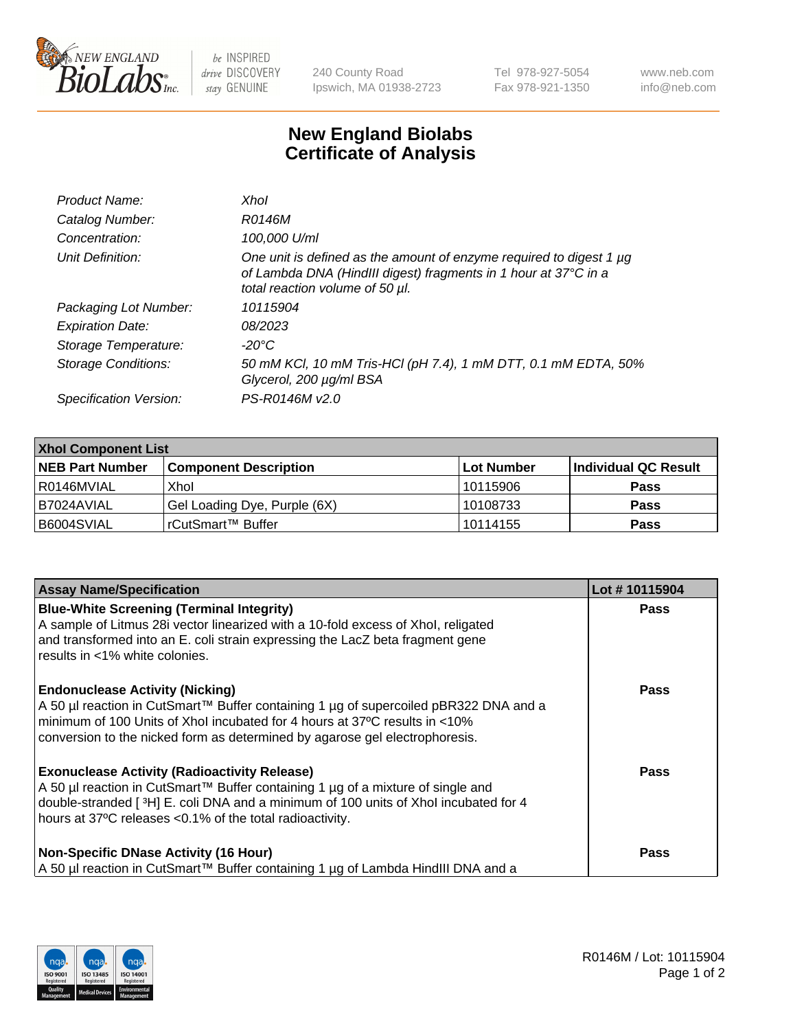NEW ENGLAND BioLabs Inc. — be INSPIRED drive DISCOVERY stay GENUINE

240 County Road
Ipswich, MA 01938-2723

Tel 978-927-5054
Fax 978-921-1350

www.neb.com
info@neb.com

# New England Biolabs Certificate of Analysis

| | |
|---|---|
| *Product Name:* | *XhoI* |
| *Catalog Number:* | *R0146M* |
| *Concentration:* | *100,000 U/ml* |
| *Unit Definition:* | *One unit is defined as the amount of enzyme required to digest 1 µg of Lambda DNA (HindIII digest) fragments in 1 hour at 37°C in a total reaction volume of 50 µl.* |
| *Packaging Lot Number:* | *10115904* |
| *Expiration Date:* | *08/2023* |
| *Storage Temperature:* | *-20°C* |
| *Storage Conditions:* | *50 mM KCl, 10 mM Tris-HCl (pH 7.4), 1 mM DTT, 0.1 mM EDTA, 50% Glycerol, 200 µg/ml BSA* |
| *Specification Version:* | *PS-R0146M v2.0* |

| XhoI Component List | | | |
|---|---|---|---|
| **NEB Part Number** | **Component Description** | **Lot Number** | **Individual QC Result** |
| R0146MVIAL | XhoI | 10115906 | **Pass** |
| B7024AVIAL | Gel Loading Dye, Purple (6X) | 10108733 | **Pass** |
| B6004SVIAL | rCutSmart™ Buffer | 10114155 | **Pass** |

| Assay Name/Specification | Lot # 10115904 |
|---|---|
| **Blue-White Screening (Terminal Integrity)**<br>A sample of Litmus 28i vector linearized with a 10-fold excess of XhoI, religated and transformed into an E. coli strain expressing the LacZ beta fragment gene results in <1% white colonies. | **Pass** |
| **Endonuclease Activity (Nicking)**<br>A 50 µl reaction in CutSmart™ Buffer containing 1 µg of supercoiled pBR322 DNA and a minimum of 100 Units of XhoI incubated for 4 hours at 37ºC results in <10% conversion to the nicked form as determined by agarose gel electrophoresis. | **Pass** |
| **Exonuclease Activity (Radioactivity Release)**<br>A 50 µl reaction in CutSmart™ Buffer containing 1 µg of a mixture of single and double-stranded [ $^{3}$H] E. coli DNA and a minimum of 100 units of XhoI incubated for 4 hours at 37ºC releases <0.1% of the total radioactivity. | **Pass** |
| **Non-Specific DNase Activity (16 Hour)**<br>A 50 µl reaction in CutSmart™ Buffer containing 1 µg of Lambda HindIII DNA and a | **Pass** |

R0146M / Lot: 10115904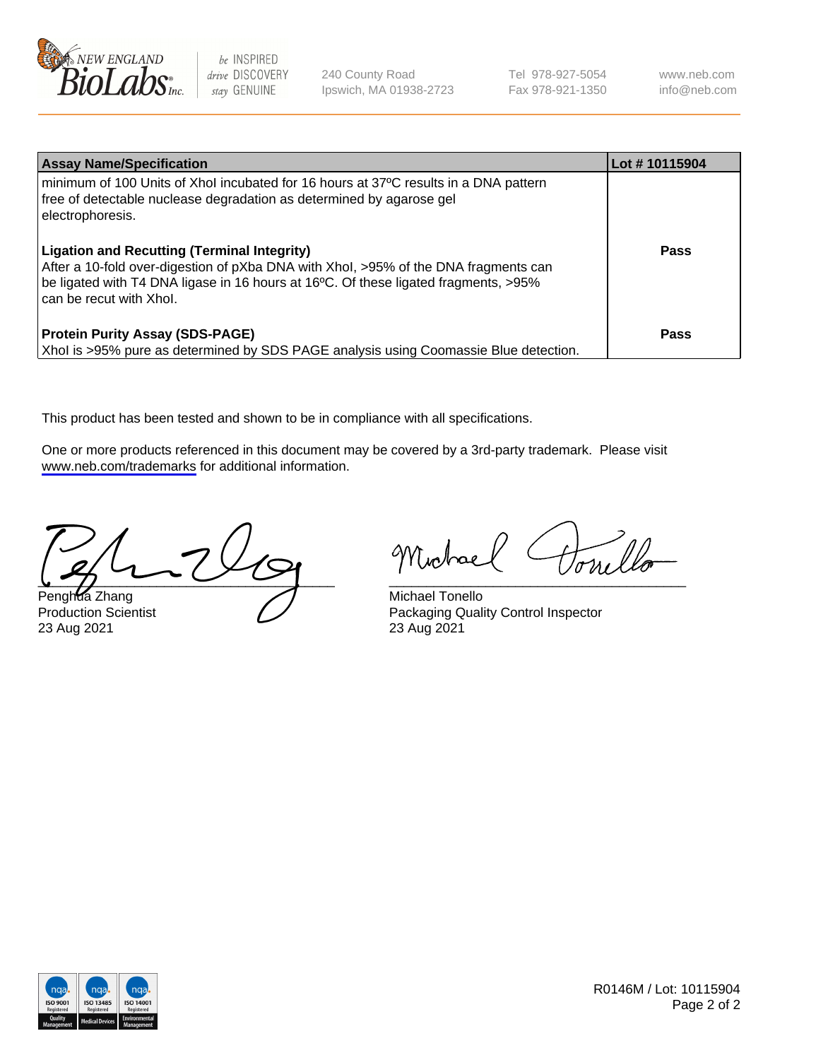| Assay Name/Specification | Lot # 10115904 |
| --- | --- |
| minimum of 100 Units of XhoI incubated for 16 hours at 37ºC results in a DNA pattern free of detectable nuclease degradation as determined by agarose gel electrophoresis. | |
| **Ligation and Recutting (Terminal Integrity)**<br>After a 10-fold over-digestion of pXba DNA with XhoI, >95% of the DNA fragments can be ligated with T4 DNA ligase in 16 hours at 16ºC. Of these ligated fragments, >95% can be recut with XhoI. | **Pass** |
| **Protein Purity Assay (SDS-PAGE)**<br>XhoI is >95% pure as determined by SDS PAGE analysis using Coomassie Blue detection. | **Pass** |

This product has been tested and shown to be in compliance with all specifications.

One or more products referenced in this document may be covered by a 3rd-party trademark. Please visit www.neb.com/trademarks for additional information.

Penghua Zhang
Production Scientist
23 Aug 2021

Michael Tonello
Packaging Quality Control Inspector
23 Aug 2021

R0146M / Lot: 10115904